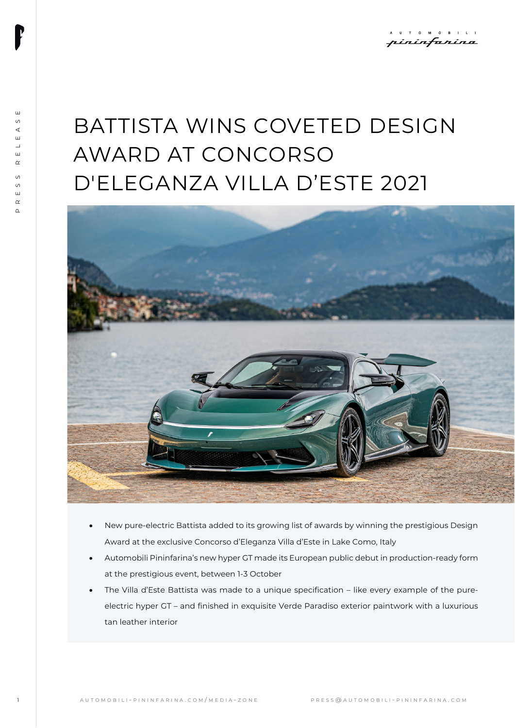# BATTISTA WINS COVETED DESIGN AWARD AT CONCORSO D'ELEGANZA VILLA D'ESTE 2021

- New pure-electric Battista added to its growing list of awards by winning the prestigious Design Award at the exclusive Concorso d'Eleganza Villa d'Este in Lake Como, Italy
- Automobili Pininfarina's new hyper GT made its European public debut in production-ready form at the prestigious event, between 1-3 October
- The Villa d'Este Battista was made to a unique specification – like every example of the pure-electric hyper GT – and finished in exquisite Verde Paradiso exterior paintwork with a luxurious tan leather interior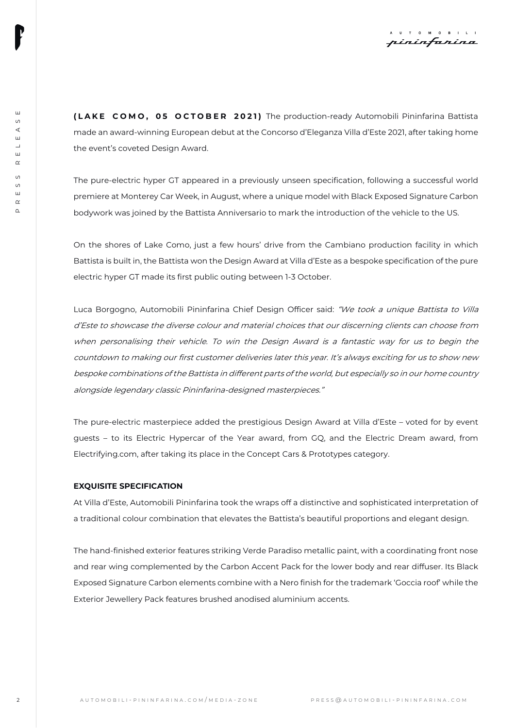**(LAKE COMO, 05 OCTOBER 2021)** The production-ready Automobili Pininfarina Battista made an award-winning European debut at the Concorso d'Eleganza Villa d'Este 2021, after taking home the event's coveted Design Award.

The pure-electric hyper GT appeared in a previously unseen specification, following a successful world premiere at Monterey Car Week, in August, where a unique model with Black Exposed Signature Carbon bodywork was joined by the Battista Anniversario to mark the introduction of the vehicle to the US.

On the shores of Lake Como, just a few hours' drive from the Cambiano production facility in which Battista is built in, the Battista won the Design Award at Villa d'Este as a bespoke specification of the pure electric hyper GT made its first public outing between 1-3 October.

Luca Borgogno, Automobili Pininfarina Chief Design Officer said: *"We took a unique Battista to Villa d'Este to showcase the diverse colour and material choices that our discerning clients can choose from when personalising their vehicle. To win the Design Award is a fantastic way for us to begin the countdown to making our first customer deliveries later this year. It's always exciting for us to show new bespoke combinations of the Battista in different parts of the world, but especially so in our home country alongside legendary classic Pininfarina-designed masterpieces."*

The pure-electric masterpiece added the prestigious Design Award at Villa d'Este – voted for by event guests – to its Electric Hypercar of the Year award, from GQ, and the Electric Dream award, from Electrifying.com, after taking its place in the Concept Cars & Prototypes category.

**EXQUISITE SPECIFICATION**

At Villa d'Este, Automobili Pininfarina took the wraps off a distinctive and sophisticated interpretation of a traditional colour combination that elevates the Battista's beautiful proportions and elegant design.

The hand-finished exterior features striking Verde Paradiso metallic paint, with a coordinating front nose and rear wing complemented by the Carbon Accent Pack for the lower body and rear diffuser. Its Black Exposed Signature Carbon elements combine with a Nero finish for the trademark 'Goccia roof' while the Exterior Jewellery Pack features brushed anodised aluminium accents.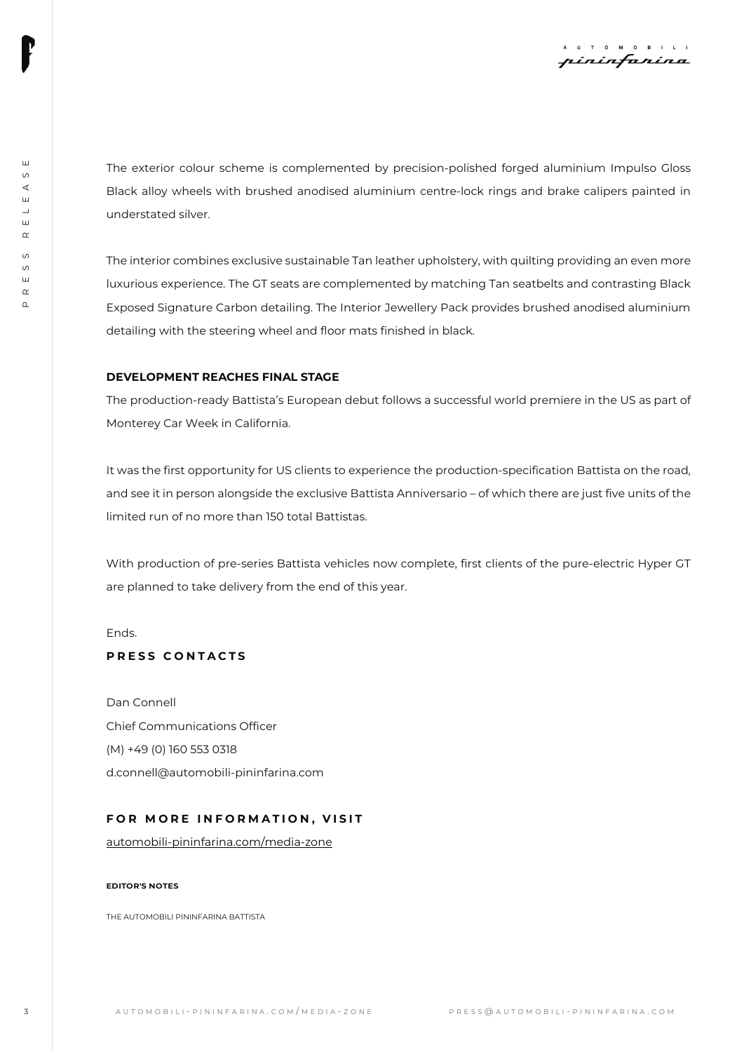The exterior colour scheme is complemented by precision-polished forged aluminium Impulso Gloss Black alloy wheels with brushed anodised aluminium centre-lock rings and brake calipers painted in understated silver.

The interior combines exclusive sustainable Tan leather upholstery, with quilting providing an even more luxurious experience. The GT seats are complemented by matching Tan seatbelts and contrasting Black Exposed Signature Carbon detailing. The Interior Jewellery Pack provides brushed anodised aluminium detailing with the steering wheel and floor mats finished in black.

**DEVELOPMENT REACHES FINAL STAGE**

The production-ready Battista's European debut follows a successful world premiere in the US as part of Monterey Car Week in California.

It was the first opportunity for US clients to experience the production-specification Battista on the road, and see it in person alongside the exclusive Battista Anniversario – of which there are just five units of the limited run of no more than 150 total Battistas.

With production of pre-series Battista vehicles now complete, first clients of the pure-electric Hyper GT are planned to take delivery from the end of this year.

Ends.

**PRESS CONTACTS**

Dan Connell
Chief Communications Officer
(M) +49 (0) 160 553 0318
d.connell@automobili-pininfarina.com

**FOR MORE INFORMATION, VISIT**

automobili-pininfarina.com/media-zone

**EDITOR'S NOTES**

THE AUTOMOBILI PININFARINA BATTISTA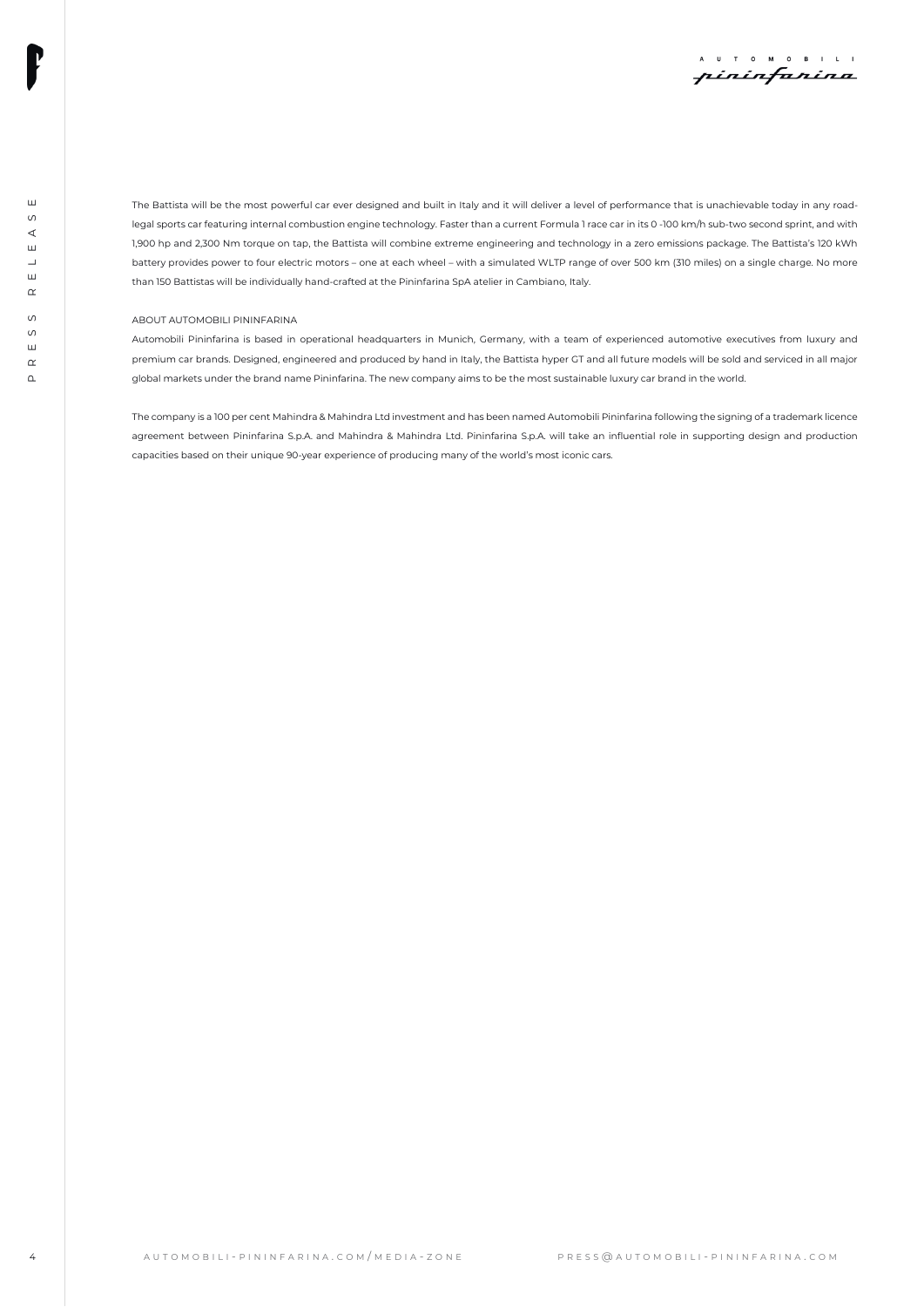The Battista will be the most powerful car ever designed and built in Italy and it will deliver a level of performance that is unachievable today in any road-legal sports car featuring internal combustion engine technology. Faster than a current Formula 1 race car in its 0 -100 km/h sub-two second sprint, and with 1,900 hp and 2,300 Nm torque on tap, the Battista will combine extreme engineering and technology in a zero emissions package. The Battista's 120 kWh battery provides power to four electric motors – one at each wheel – with a simulated WLTP range of over 500 km (310 miles) on a single charge. No more than 150 Battistas will be individually hand-crafted at the Pininfarina SpA atelier in Cambiano, Italy.

ABOUT AUTOMOBILI PININFARINA

Automobili Pininfarina is based in operational headquarters in Munich, Germany, with a team of experienced automotive executives from luxury and premium car brands. Designed, engineered and produced by hand in Italy, the Battista hyper GT and all future models will be sold and serviced in all major global markets under the brand name Pininfarina. The new company aims to be the most sustainable luxury car brand in the world.

The company is a 100 per cent Mahindra & Mahindra Ltd investment and has been named Automobili Pininfarina following the signing of a trademark licence agreement between Pininfarina S.p.A. and Mahindra & Mahindra Ltd. Pininfarina S.p.A. will take an influential role in supporting design and production capacities based on their unique 90-year experience of producing many of the world's most iconic cars.